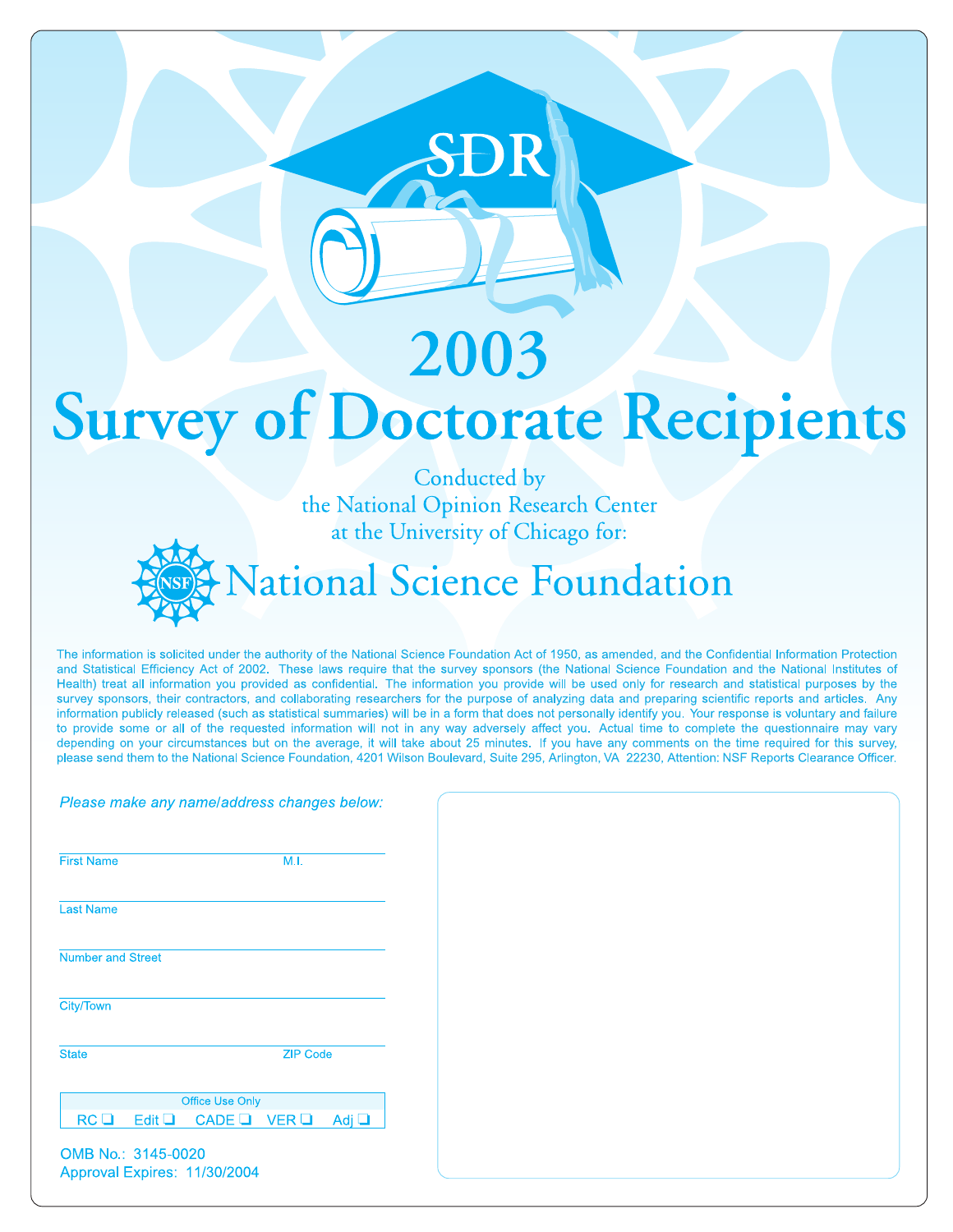# SDR

# 2003

# Survey of Doctorate Recipients

Conducted by
the National Opinion Research Center
at the University of Chicago for:

## National Science Foundation

The information is solicited under the authority of the National Science Foundation Act of 1950, as amended, and the Confidential Information Protection and Statistical Efficiency Act of 2002. These laws require that the survey sponsors (the National Science Foundation and the National Institutes of Health) treat all information you provided as confidential. The information you provide will be used only for research and statistical purposes by the survey sponsors, their contractors, and collaborating researchers for the purpose of analyzing data and preparing scientific reports and articles. Any information publicly released (such as statistical summaries) will be in a form that does not personally identify you. Your response is voluntary and failure to provide some or all of the requested information will not in any way adversely affect you. Actual time to complete the questionnaire may vary depending on your circumstances but on the average, it will take about 25 minutes. If you have any comments on the time required for this survey, please send them to the National Science Foundation, 4201 Wilson Boulevard, Suite 295, Arlington, VA 22230, Attention: NSF Reports Clearance Officer.

*Please make any name/address changes below:*

First Name ______ M.I. ______

Last Name ______

Number and Street ______

City/Town ______

State ______ ZIP Code ______

| Office Use Only | | | | |
|---|---|---|---|---|
| RC ❑ | Edit ❑ | CADE ❑ | VER ❑ | Adj ❑ |

OMB No.: 3145-0020
Approval Expires: 11/30/2004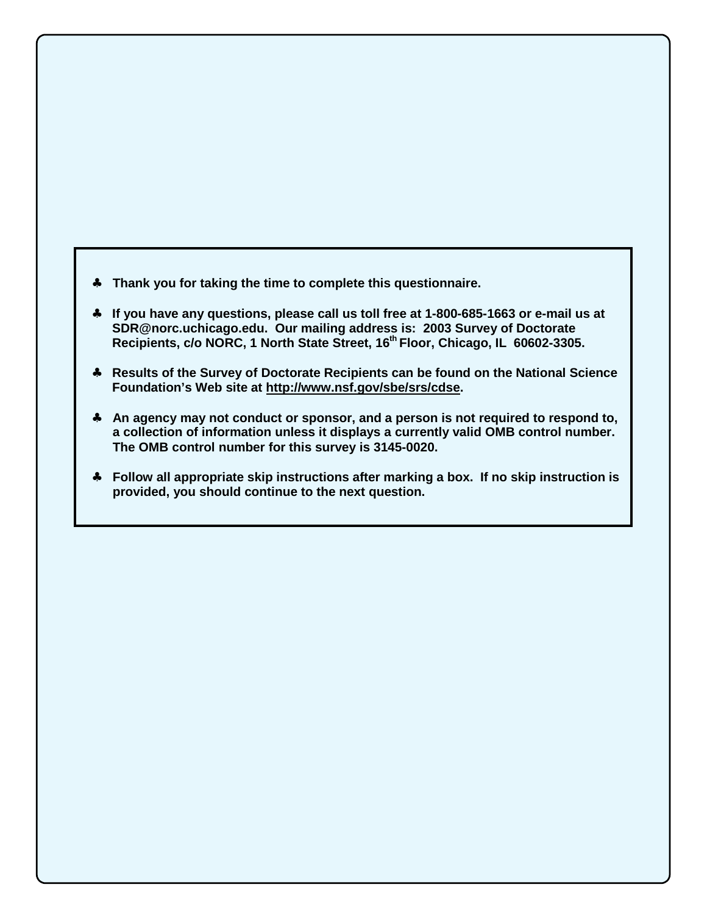- **Thank you for taking the time to complete this questionnaire.**
- **If you have any questions, please call us toll free at 1-800-685-1663 or e-mail us at SDR@norc.uchicago.edu. Our mailing address is: 2003 Survey of Doctorate Recipients, c/o NORC, 1 North State Street, 16th Floor, Chicago, IL 60602-3305.**
- **Results of the Survey of Doctorate Recipients can be found on the National Science Foundation's Web site at http://www.nsf.gov/sbe/srs/cdse.**
- **An agency may not conduct or sponsor, and a person is not required to respond to, a collection of information unless it displays a currently valid OMB control number. The OMB control number for this survey is 3145-0020.**
- **Follow all appropriate skip instructions after marking a box. If no skip instruction is provided, you should continue to the next question.**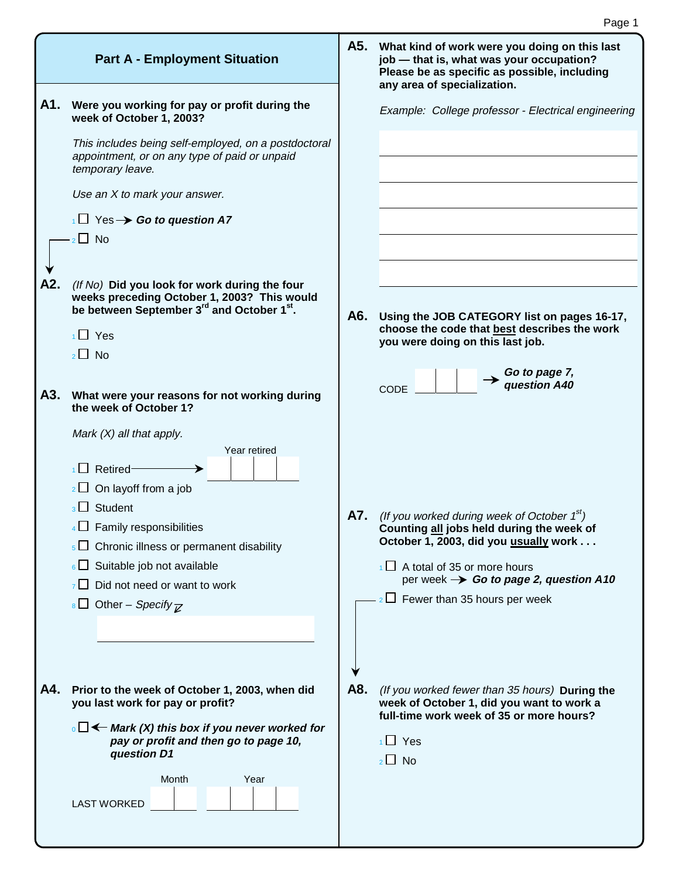## Part A - Employment Situation

**A1. Were you working for pay or profit during the week of October 1, 2003?**

*This includes being self-employed, on a postdoctoral appointment, or on any type of paid or unpaid temporary leave.*

*Use an X to mark your answer.*

- 1 ☐ Yes → ***Go to question A7***
- 2 ☐ No

**A2.** *(If No)* **Did you look for work during the four weeks preceding October 1, 2003? This would be between September 3rd and October 1st.**

- 1 ☐ Yes
- 2 ☐ No

**A3. What were your reasons for not working during the week of October 1?**

*Mark (X) all that apply.*

- 1 ☐ Retired → Year retired ☐☐☐☐
- 2 ☐ On layoff from a job
- 3 ☐ Student
- 4 ☐ Family responsibilities
- 5 ☐ Chronic illness or permanent disability
- 6 ☐ Suitable job not available
- 7 ☐ Did not need or want to work
- 8 ☐ Other – *Specify* ________________

**A4. Prior to the week of October 1, 2003, when did you last work for pay or profit?**

0 ☐ ← ***Mark (X) this box if you never worked for pay or profit and then go to page 10, question D1***

LAST WORKED — Month ☐☐ Year ☐☐☐☐

**A5. What kind of work were you doing on this last job — that is, what was your occupation? Please be as specific as possible, including any area of specialization.**

*Example: College professor - Electrical engineering*

________________

**A6. Using the JOB CATEGORY list on pages 16-17, choose the code that best describes the work you were doing on this last job.**

CODE ☐☐☐ → ***Go to page 7, question A40***

**A7.** *(If you worked during week of October 1st)* **Counting all jobs held during the week of October 1, 2003, did you usually work . . .**

- 1 ☐ A total of 35 or more hours per week → ***Go to page 2, question A10***
- 2 ☐ Fewer than 35 hours per week

**A8.** *(If you worked fewer than 35 hours)* **During the week of October 1, did you want to work a full-time work week of 35 or more hours?**

- 1 ☐ Yes
- 2 ☐ No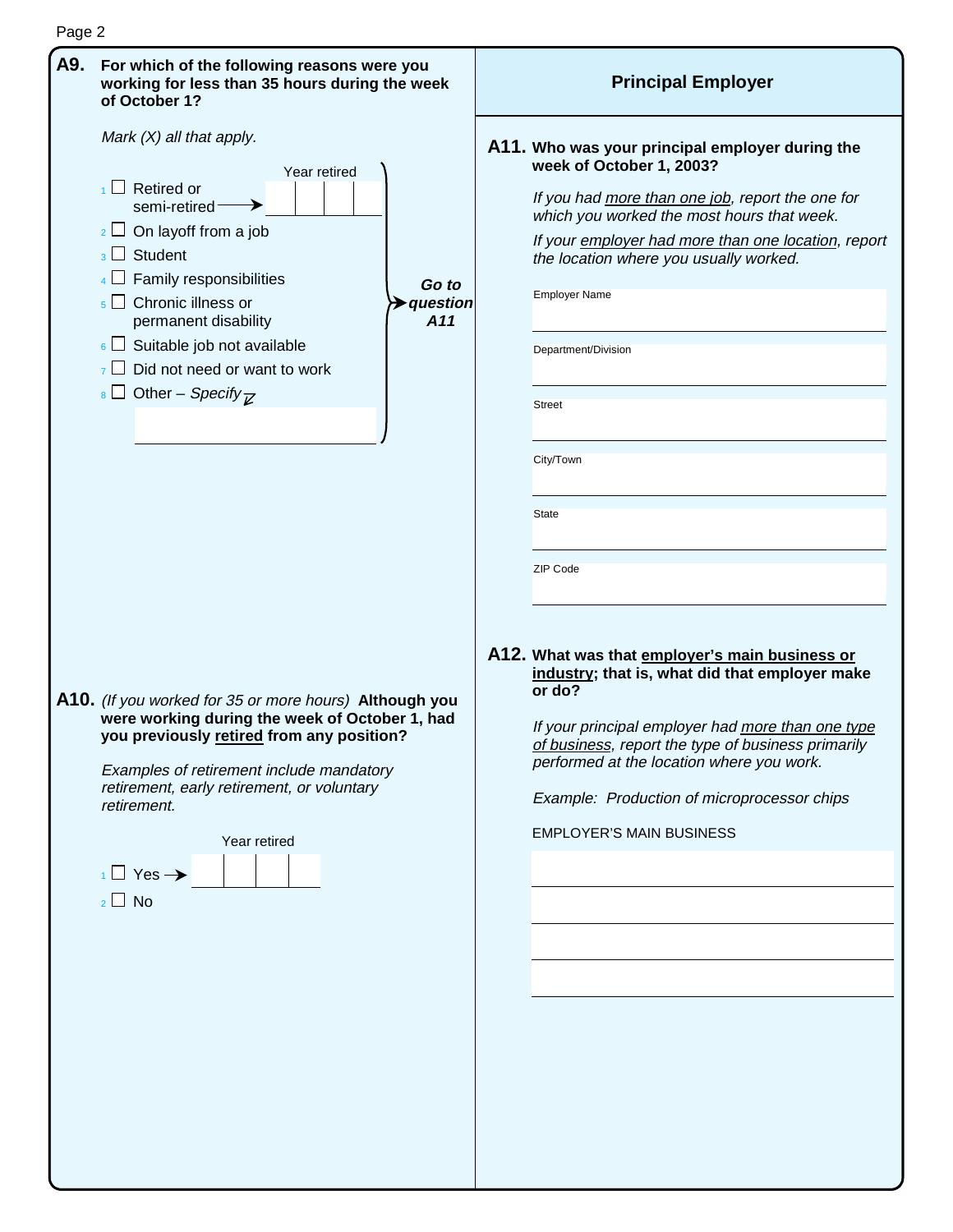**A9. For which of the following reasons were you working for less than 35 hours during the week of October 1?**

*Mark (X) all that apply.*

- 1 ☐ Retired or semi-retired → Year retired: ____
- 2 ☐ On layoff from a job
- 3 ☐ Student
- 4 ☐ Family responsibilities
- 5 ☐ Chronic illness or permanent disability
- 6 ☐ Suitable job not available
- 7 ☐ Did not need or want to work
- 8 ☐ Other – *Specify* ____

***Go to question A11***

**A10.** *(If you worked for 35 or more hours)* **Although you were working during the week of October 1, had you previously retired from any position?**

*Examples of retirement include mandatory retirement, early retirement, or voluntary retirement.*

- 1 ☐ Yes → Year retired: ____
- 2 ☐ No

## Principal Employer

**A11. Who was your principal employer during the week of October 1, 2003?**

*If you had more than one job, report the one for which you worked the most hours that week.*

*If your employer had more than one location, report the location where you usually worked.*

Employer Name ____

Department/Division ____

Street ____

City/Town ____

State ____

ZIP Code ____

**A12. What was that employer's main business or industry; that is, what did that employer make or do?**

*If your principal employer had more than one type of business, report the type of business primarily performed at the location where you work.*

*Example: Production of microprocessor chips*

EMPLOYER'S MAIN BUSINESS ____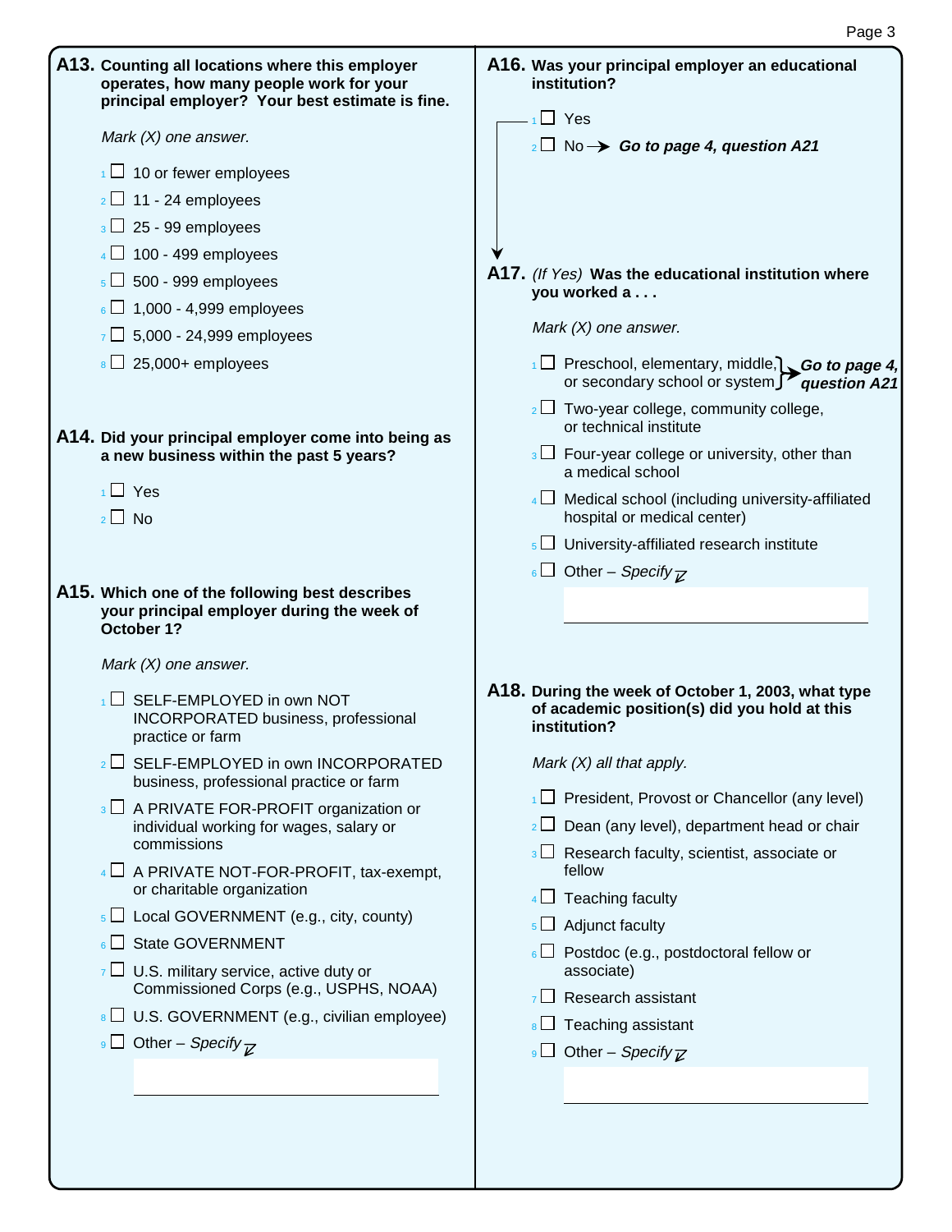**A13. Counting all locations where this employer operates, how many people work for your principal employer? Your best estimate is fine.**

*Mark (X) one answer.*

1 ☐ 10 or fewer employees
2 ☐ 11 - 24 employees
3 ☐ 25 - 99 employees
4 ☐ 100 - 499 employees
5 ☐ 500 - 999 employees
6 ☐ 1,000 - 4,999 employees
7 ☐ 5,000 - 24,999 employees
8 ☐ 25,000+ employees

**A14. Did your principal employer come into being as a new business within the past 5 years?**

1 ☐ Yes
2 ☐ No

**A15. Which one of the following best describes your principal employer during the week of October 1?**

*Mark (X) one answer.*

1 ☐ SELF-EMPLOYED in own NOT INCORPORATED business, professional practice or farm
2 ☐ SELF-EMPLOYED in own INCORPORATED business, professional practice or farm
3 ☐ A PRIVATE FOR-PROFIT organization or individual working for wages, salary or commissions
4 ☐ A PRIVATE NOT-FOR-PROFIT, tax-exempt, or charitable organization
5 ☐ Local GOVERNMENT (e.g., city, county)
6 ☐ State GOVERNMENT
7 ☐ U.S. military service, active duty or Commissioned Corps (e.g., USPHS, NOAA)
8 ☐ U.S. GOVERNMENT (e.g., civilian employee)
9 ☐ Other – *Specify*

**A16. Was your principal employer an educational institution?**

1 ☐ Yes
2 ☐ No → ***Go to page 4, question A21***

**A17.** *(If Yes)* **Was the educational institution where you worked a . . .**

*Mark (X) one answer.*

1 ☐ Preschool, elementary, middle, or secondary school or system → ***Go to page 4, question A21***
2 ☐ Two-year college, community college, or technical institute
3 ☐ Four-year college or university, other than a medical school
4 ☐ Medical school (including university-affiliated hospital or medical center)
5 ☐ University-affiliated research institute
6 ☐ Other – *Specify*

**A18. During the week of October 1, 2003, what type of academic position(s) did you hold at this institution?**

*Mark (X) all that apply.*

1 ☐ President, Provost or Chancellor (any level)
2 ☐ Dean (any level), department head or chair
3 ☐ Research faculty, scientist, associate or fellow
4 ☐ Teaching faculty
5 ☐ Adjunct faculty
6 ☐ Postdoc (e.g., postdoctoral fellow or associate)
7 ☐ Research assistant
8 ☐ Teaching assistant
9 ☐ Other – *Specify*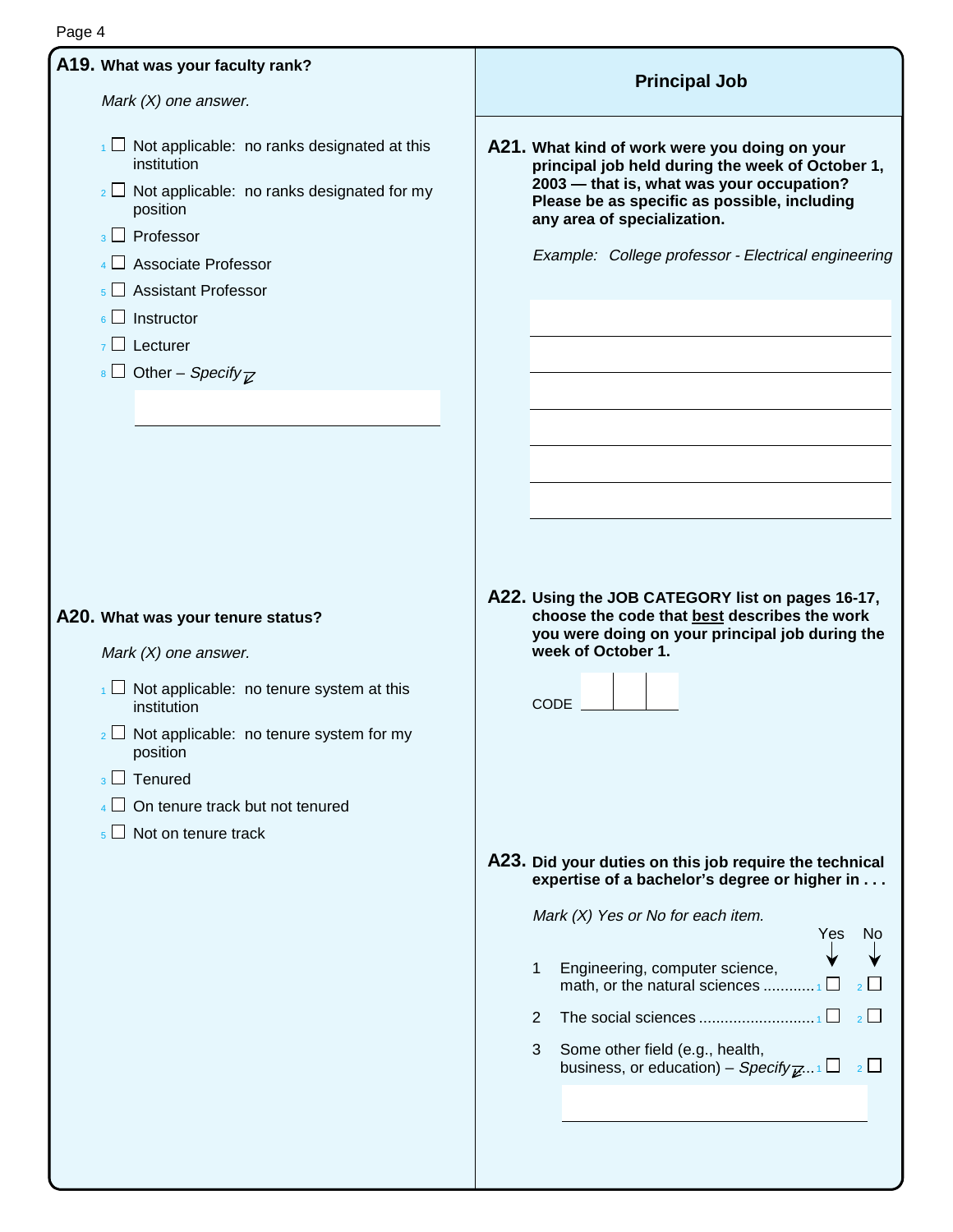**A19. What was your faculty rank?**

*Mark (X) one answer.*

- 1 ☐ Not applicable: no ranks designated at this institution
- 2 ☐ Not applicable: no ranks designated for my position
- 3 ☐ Professor
- 4 ☐ Associate Professor
- 5 ☐ Assistant Professor
- 6 ☐ Instructor
- 7 ☐ Lecturer
- 8 ☐ Other – *Specify*

______________________________

**A20. What was your tenure status?**

*Mark (X) one answer.*

- 1 ☐ Not applicable: no tenure system at this institution
- 2 ☐ Not applicable: no tenure system for my position
- 3 ☐ Tenured
- 4 ☐ On tenure track but not tenured
- 5 ☐ Not on tenure track

## Principal Job

**A21. What kind of work were you doing on your principal job held during the week of October 1, 2003 — that is, what was your occupation? Please be as specific as possible, including any area of specialization.**

*Example: College professor - Electrical engineering*

______________________________

______________________________

______________________________

______________________________

______________________________

______________________________

**A22. Using the JOB CATEGORY list on pages 16-17, choose the code that best describes the work you were doing on your principal job during the week of October 1.**

CODE ☐☐☐

**A23. Did your duties on this job require the technical expertise of a bachelor's degree or higher in . . .**

*Mark (X) Yes or No for each item.*

| | | Yes | No |
|---|---|---|---|
| 1 | Engineering, computer science, math, or the natural sciences | 1 ☐ | 2 ☐ |
| 2 | The social sciences | 1 ☐ | 2 ☐ |
| 3 | Some other field (e.g., health, business, or education) – *Specify* | 1 ☐ | 2 ☐ |

______________________________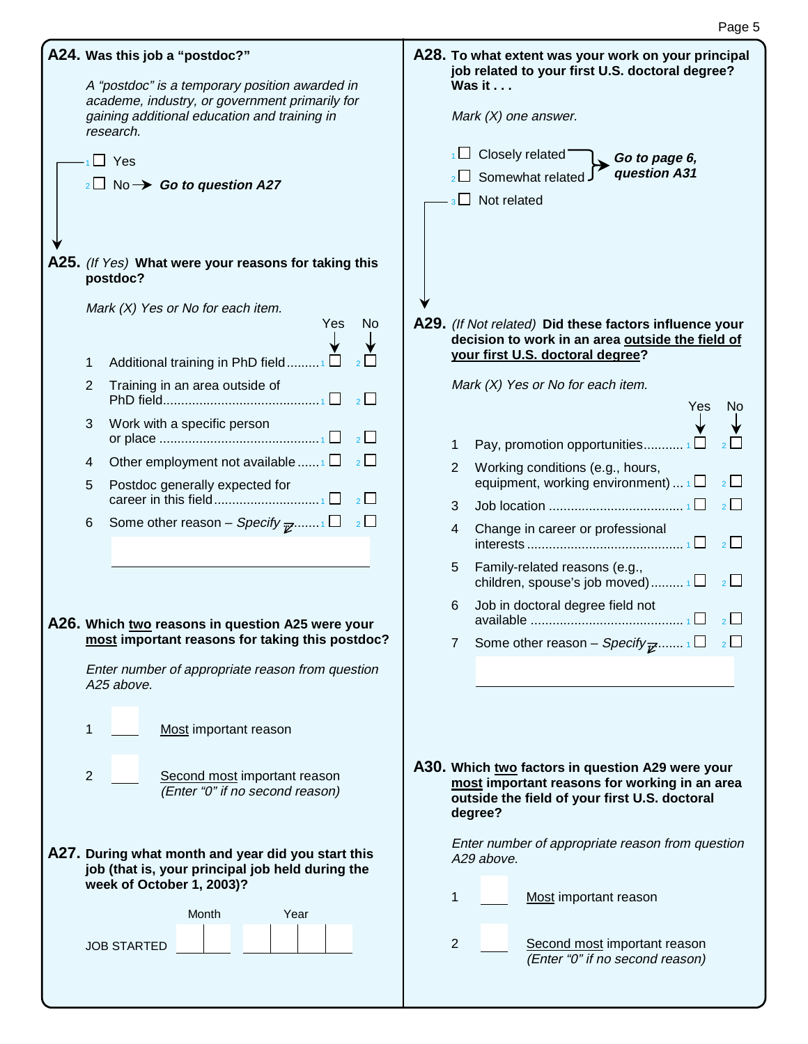**A24. Was this job a "postdoc?"**

*A "postdoc" is a temporary position awarded in academe, industry, or government primarily for gaining additional education and training in research.*

1 ☐ Yes

2 ☐ No → ***Go to question A27***

**A25.** *(If Yes)* **What were your reasons for taking this postdoc?**

*Mark (X) Yes or No for each item.*

| | | Yes | No |
|---|---|---|---|
| 1 | Additional training in PhD field | 1 ☐ | 2 ☐ |
| 2 | Training in an area outside of PhD field | 1 ☐ | 2 ☐ |
| 3 | Work with a specific person or place | 1 ☐ | 2 ☐ |
| 4 | Other employment not available | 1 ☐ | 2 ☐ |
| 5 | Postdoc generally expected for career in this field | 1 ☐ | 2 ☐ |
| 6 | Some other reason – *Specify* | 1 ☐ | 2 ☐ |

**A26. Which two reasons in question A25 were your most important reasons for taking this postdoc?**

*Enter number of appropriate reason from question A25 above.*

1 ___ Most important reason

2 ___ Second most important reason
*(Enter "0" if no second reason)*

**A27. During what month and year did you start this job (that is, your principal job held during the week of October 1, 2003)?**

| | Month | Year |
|---|---|---|
| JOB STARTED | ☐☐ | ☐☐☐☐ |

**A28. To what extent was your work on your principal job related to your first U.S. doctoral degree? Was it . . .**

*Mark (X) one answer.*

1 ☐ Closely related → ***Go to page 6, question A31***

2 ☐ Somewhat related → ***Go to page 6, question A31***

3 ☐ Not related

**A29.** *(If Not related)* **Did these factors influence your decision to work in an area outside the field of your first U.S. doctoral degree?**

*Mark (X) Yes or No for each item.*

| | | Yes | No |
|---|---|---|---|
| 1 | Pay, promotion opportunities | 1 ☐ | 2 ☐ |
| 2 | Working conditions (e.g., hours, equipment, working environment) | 1 ☐ | 2 ☐ |
| 3 | Job location | 1 ☐ | 2 ☐ |
| 4 | Change in career or professional interests | 1 ☐ | 2 ☐ |
| 5 | Family-related reasons (e.g., children, spouse's job moved) | 1 ☐ | 2 ☐ |
| 6 | Job in doctoral degree field not available | 1 ☐ | 2 ☐ |
| 7 | Some other reason – *Specify* | 1 ☐ | 2 ☐ |

**A30. Which two factors in question A29 were your most important reasons for working in an area outside the field of your first U.S. doctoral degree?**

*Enter number of appropriate reason from question A29 above.*

1 ___ Most important reason

2 ___ Second most important reason
*(Enter "0" if no second reason)*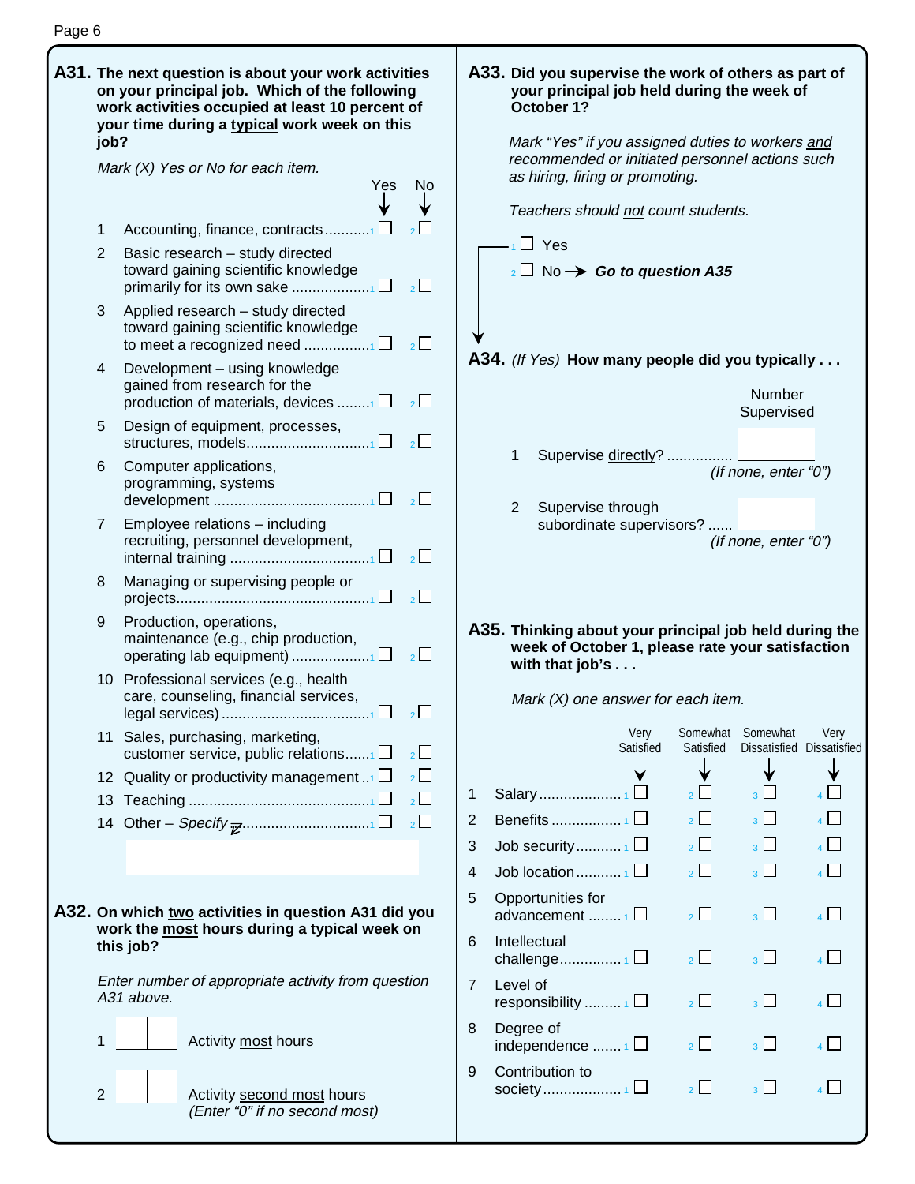**A31. The next question is about your work activities on your principal job. Which of the following work activities occupied at least 10 percent of your time during a typical work week on this job?**

*Mark (X) Yes or No for each item.*

| | | Yes | No |
|---|---|---|---|
| 1 | Accounting, finance, contracts | 1 ☐ | 2 ☐ |
| 2 | Basic research – study directed toward gaining scientific knowledge primarily for its own sake | 1 ☐ | 2 ☐ |
| 3 | Applied research – study directed toward gaining scientific knowledge to meet a recognized need | 1 ☐ | 2 ☐ |
| 4 | Development – using knowledge gained from research for the production of materials, devices | 1 ☐ | 2 ☐ |
| 5 | Design of equipment, processes, structures, models | 1 ☐ | 2 ☐ |
| 6 | Computer applications, programming, systems development | 1 ☐ | 2 ☐ |
| 7 | Employee relations – including recruiting, personnel development, internal training | 1 ☐ | 2 ☐ |
| 8 | Managing or supervising people or projects | 1 ☐ | 2 ☐ |
| 9 | Production, operations, maintenance (e.g., chip production, operating lab equipment) | 1 ☐ | 2 ☐ |
| 10 | Professional services (e.g., health care, counseling, financial services, legal services) | 1 ☐ | 2 ☐ |
| 11 | Sales, purchasing, marketing, customer service, public relations | 1 ☐ | 2 ☐ |
| 12 | Quality or productivity management | 1 ☐ | 2 ☐ |
| 13 | Teaching | 1 ☐ | 2 ☐ |
| 14 | Other – *Specify* | 1 ☐ | 2 ☐ |

**A32. On which two activities in question A31 did you work the most hours during a typical week on this job?**

*Enter number of appropriate activity from question A31 above.*

1. ☐☐ Activity most hours
2. ☐☐ Activity second most hours *(Enter "0" if no second most)*

**A33. Did you supervise the work of others as part of your principal job held during the week of October 1?**

*Mark "Yes" if you assigned duties to workers and recommended or initiated personnel actions such as hiring, firing or promoting.*

*Teachers should not count students.*

1 ☐ Yes
2 ☐ No → ***Go to question A35***

**A34.** *(If Yes)* **How many people did you typically . . .**

| | | Number Supervised |
|---|---|---|
| 1 | Supervise directly? | ______ *(If none, enter "0")* |
| 2 | Supervise through subordinate supervisors? | ______ *(If none, enter "0")* |

**A35. Thinking about your principal job held during the week of October 1, please rate your satisfaction with that job's . . .**

*Mark (X) one answer for each item.*

| | | Very Satisfied | Somewhat Satisfied | Somewhat Dissatisfied | Very Dissatisfied |
|---|---|---|---|---|---|
| 1 | Salary | 1 ☐ | 2 ☐ | 3 ☐ | 4 ☐ |
| 2 | Benefits | 1 ☐ | 2 ☐ | 3 ☐ | 4 ☐ |
| 3 | Job security | 1 ☐ | 2 ☐ | 3 ☐ | 4 ☐ |
| 4 | Job location | 1 ☐ | 2 ☐ | 3 ☐ | 4 ☐ |
| 5 | Opportunities for advancement | 1 ☐ | 2 ☐ | 3 ☐ | 4 ☐ |
| 6 | Intellectual challenge | 1 ☐ | 2 ☐ | 3 ☐ | 4 ☐ |
| 7 | Level of responsibility | 1 ☐ | 2 ☐ | 3 ☐ | 4 ☐ |
| 8 | Degree of independence | 1 ☐ | 2 ☐ | 3 ☐ | 4 ☐ |
| 9 | Contribution to society | 1 ☐ | 2 ☐ | 3 ☐ | 4 ☐ |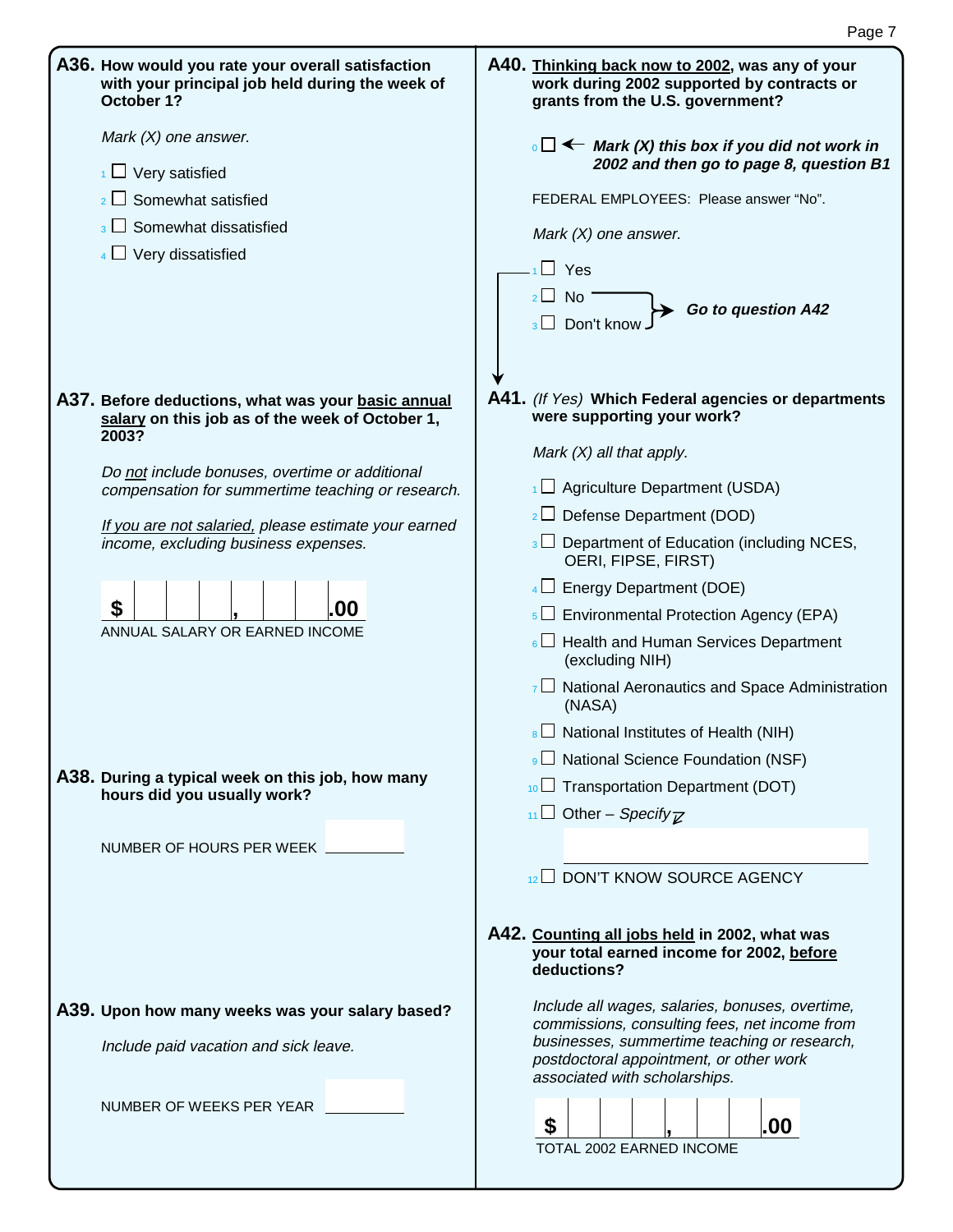**A36. How would you rate your overall satisfaction with your principal job held during the week of October 1?**

*Mark (X) one answer.*

- 1 ☐ Very satisfied
- 2 ☐ Somewhat satisfied
- 3 ☐ Somewhat dissatisfied
- 4 ☐ Very dissatisfied

**A37. Before deductions, what was your basic annual salary on this job as of the week of October 1, 2003?**

*Do not include bonuses, overtime or additional compensation for summertime teaching or research.*

*If you are not salaried, please estimate your earned income, excluding business expenses.*

$ ____ , ____ .00

ANNUAL SALARY OR EARNED INCOME

**A38. During a typical week on this job, how many hours did you usually work?**

NUMBER OF HOURS PER WEEK ______

**A39. Upon how many weeks was your salary based?**

*Include paid vacation and sick leave.*

NUMBER OF WEEKS PER YEAR ______

**A40. Thinking back now to 2002, was any of your work during 2002 supported by contracts or grants from the U.S. government?**

0 ☐ ← ***Mark (X) this box if you did not work in 2002 and then go to page 8, question B1***

FEDERAL EMPLOYEES: Please answer "No".

*Mark (X) one answer.*

- 1 ☐ Yes
- 2 ☐ No → ***Go to question A42***
- 3 ☐ Don't know → ***Go to question A42***

**A41.** *(If Yes)* **Which Federal agencies or departments were supporting your work?**

*Mark (X) all that apply.*

- 1 ☐ Agriculture Department (USDA)
- 2 ☐ Defense Department (DOD)
- 3 ☐ Department of Education (including NCES, OERI, FIPSE, FIRST)
- 4 ☐ Energy Department (DOE)
- 5 ☐ Environmental Protection Agency (EPA)
- 6 ☐ Health and Human Services Department (excluding NIH)
- 7 ☐ National Aeronautics and Space Administration (NASA)
- 8 ☐ National Institutes of Health (NIH)
- 9 ☐ National Science Foundation (NSF)
- 10 ☐ Transportation Department (DOT)
- 11 ☐ Other – *Specify* ______
- 12 ☐ DON'T KNOW SOURCE AGENCY

**A42. Counting all jobs held in 2002, what was your total earned income for 2002, before deductions?**

*Include all wages, salaries, bonuses, overtime, commissions, consulting fees, net income from businesses, summertime teaching or research, postdoctoral appointment, or other work associated with scholarships.*

$ ____ , ____ .00

TOTAL 2002 EARNED INCOME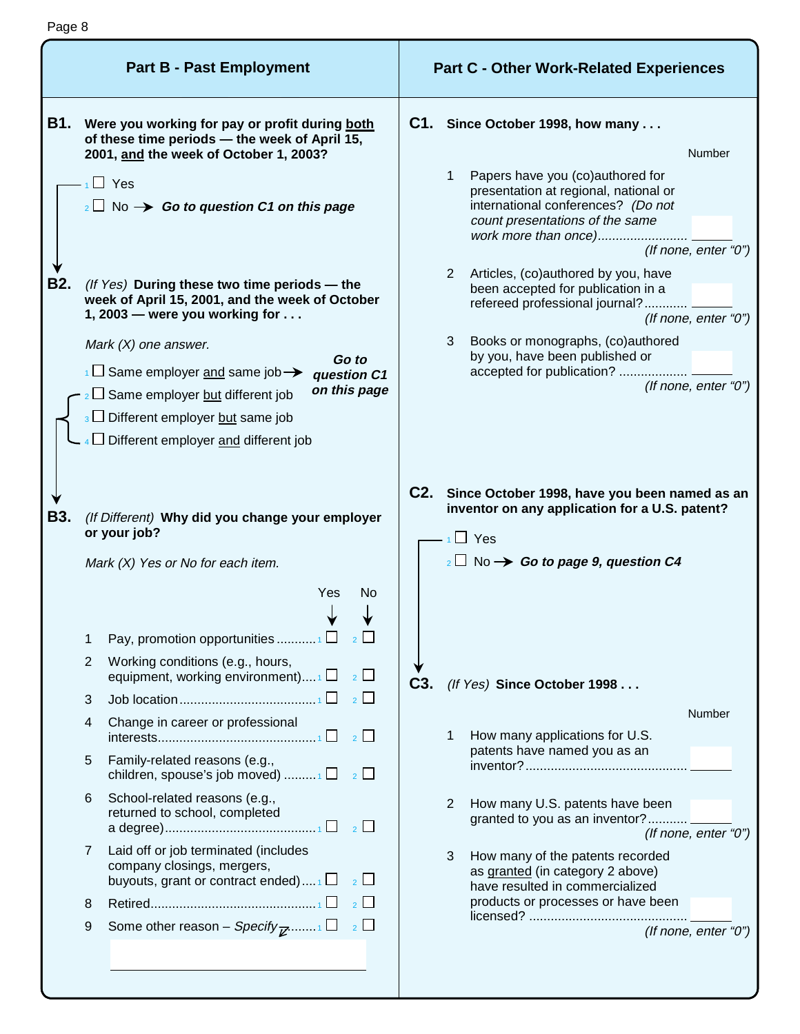## Part B - Past Employment

**B1. Were you working for pay or profit during both of these time periods — the week of April 15, 2001, and the week of October 1, 2003?**

- 1 ☐ Yes
- 2 ☐ No → ***Go to question C1 on this page***

**B2.** *(If Yes)* **During these two time periods — the week of April 15, 2001, and the week of October 1, 2003 — were you working for . . .**

*Mark (X) one answer.*

- 1 ☐ Same employer and same job → ***Go to question C1 on this page***
- 2 ☐ Same employer but different job
- 3 ☐ Different employer but same job
- 4 ☐ Different employer and different job

**B3.** *(If Different)* **Why did you change your employer or your job?**

*Mark (X) Yes or No for each item.*

| | | Yes | No |
|---|---|---|---|
| 1 | Pay, promotion opportunities | 1 ☐ | 2 ☐ |
| 2 | Working conditions (e.g., hours, equipment, working environment) | 1 ☐ | 2 ☐ |
| 3 | Job location | 1 ☐ | 2 ☐ |
| 4 | Change in career or professional interests | 1 ☐ | 2 ☐ |
| 5 | Family-related reasons (e.g., children, spouse's job moved) | 1 ☐ | 2 ☐ |
| 6 | School-related reasons (e.g., returned to school, completed a degree) | 1 ☐ | 2 ☐ |
| 7 | Laid off or job terminated (includes company closings, mergers, buyouts, grant or contract ended) | 1 ☐ | 2 ☐ |
| 8 | Retired | 1 ☐ | 2 ☐ |
| 9 | Some other reason – *Specify* | 1 ☐ | 2 ☐ |

______________________

## Part C - Other Work-Related Experiences

**C1. Since October 1998, how many . . .**

| | | Number |
|---|---|---|
| 1 | Papers have you (co)authored for presentation at regional, national or international conferences? *(Do not count presentations of the same work more than once)* *(If none, enter "0")* | ______ |
| 2 | Articles, (co)authored by you, have been accepted for publication in a refereed professional journal? *(If none, enter "0")* | ______ |
| 3 | Books or monographs, (co)authored by you, have been published or accepted for publication? *(If none, enter "0")* | ______ |

**C2. Since October 1998, have you been named as an inventor on any application for a U.S. patent?**

- 1 ☐ Yes
- 2 ☐ No → ***Go to page 9, question C4***

**C3.** *(If Yes)* **Since October 1998 . . .**

| | | Number |
|---|---|---|
| 1 | How many applications for U.S. patents have named you as an inventor? | ______ |
| 2 | How many U.S. patents have been granted to you as an inventor? *(If none, enter "0")* | ______ |
| 3 | How many of the patents recorded as granted (in category 2 above) have resulted in commercialized products or processes or have been licensed? *(If none, enter "0")* | ______ |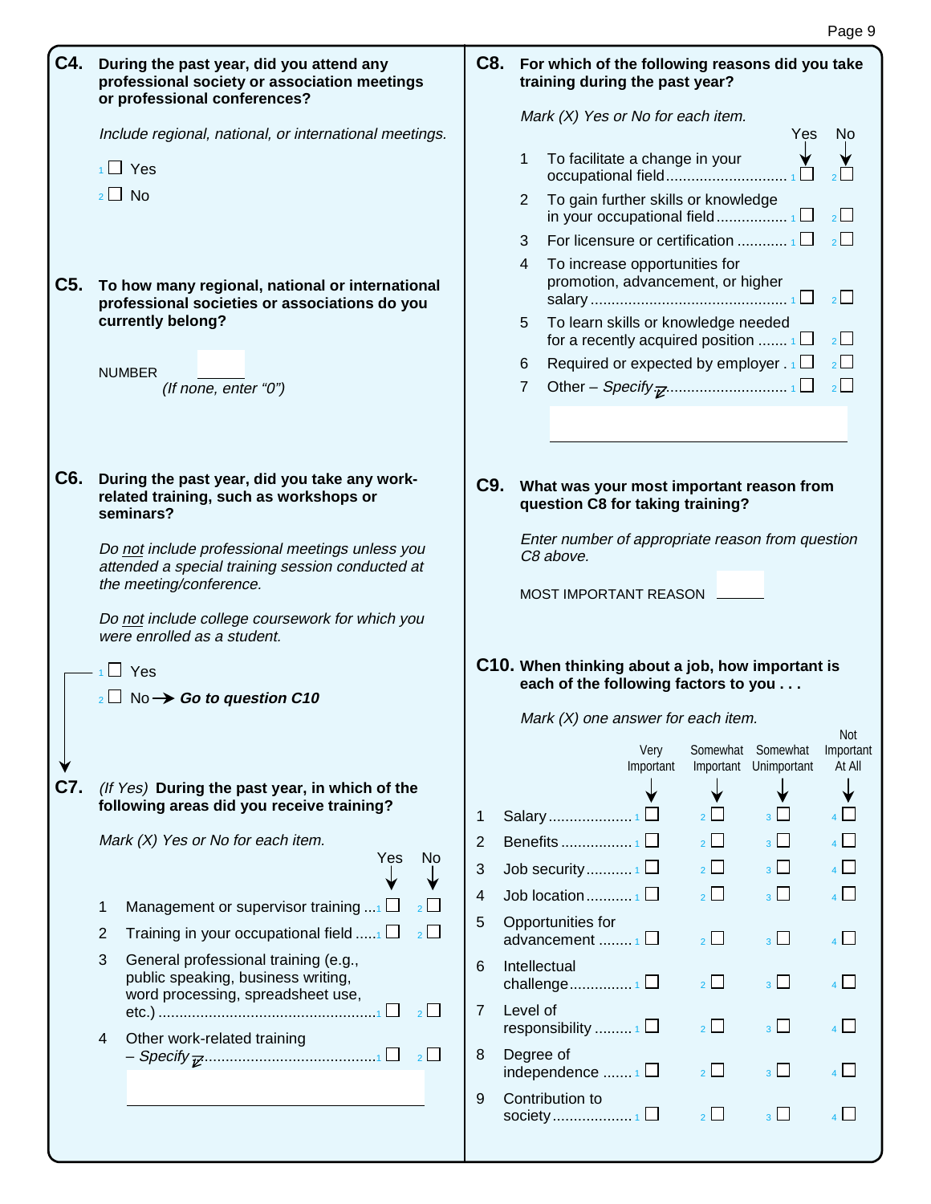**C4. During the past year, did you attend any professional society or association meetings or professional conferences?**

*Include regional, national, or international meetings.*

1 ☐ Yes

2 ☐ No

**C5. To how many regional, national or international professional societies or associations do you currently belong?**

NUMBER ____
*(If none, enter "0")*

**C6. During the past year, did you take any work-related training, such as workshops or seminars?**

*Do not include professional meetings unless you attended a special training session conducted at the meeting/conference.*

*Do not include college coursework for which you were enrolled as a student.*

1 ☐ Yes

2 ☐ No → ***Go to question C10***

**C7.** *(If Yes)* **During the past year, in which of the following areas did you receive training?**

*Mark (X) Yes or No for each item.*

| | | Yes | No |
|---|---|---|---|
| 1 | Management or supervisor training | 1 ☐ | 2 ☐ |
| 2 | Training in your occupational field | 1 ☐ | 2 ☐ |
| 3 | General professional training (e.g., public speaking, business writing, word processing, spreadsheet use, etc.) | 1 ☐ | 2 ☐ |
| 4 | Other work-related training – *Specify* | 1 ☐ | 2 ☐ |

____________________

**C8. For which of the following reasons did you take training during the past year?**

*Mark (X) Yes or No for each item.*

| | | Yes | No |
|---|---|---|---|
| 1 | To facilitate a change in your occupational field | 1 ☐ | 2 ☐ |
| 2 | To gain further skills or knowledge in your occupational field | 1 ☐ | 2 ☐ |
| 3 | For licensure or certification | 1 ☐ | 2 ☐ |
| 4 | To increase opportunities for promotion, advancement, or higher salary | 1 ☐ | 2 ☐ |
| 5 | To learn skills or knowledge needed for a recently acquired position | 1 ☐ | 2 ☐ |
| 6 | Required or expected by employer | 1 ☐ | 2 ☐ |
| 7 | Other – *Specify* | 1 ☐ | 2 ☐ |

____________________

**C9. What was your most important reason from question C8 for taking training?**

*Enter number of appropriate reason from question C8 above.*

MOST IMPORTANT REASON ____

**C10. When thinking about a job, how important is each of the following factors to you . . .**

*Mark (X) one answer for each item.*

| | | Very Important | Somewhat Important | Somewhat Unimportant | Not Important At All |
|---|---|---|---|---|---|
| 1 | Salary | 1 ☐ | 2 ☐ | 3 ☐ | 4 ☐ |
| 2 | Benefits | 1 ☐ | 2 ☐ | 3 ☐ | 4 ☐ |
| 3 | Job security | 1 ☐ | 2 ☐ | 3 ☐ | 4 ☐ |
| 4 | Job location | 1 ☐ | 2 ☐ | 3 ☐ | 4 ☐ |
| 5 | Opportunities for advancement | 1 ☐ | 2 ☐ | 3 ☐ | 4 ☐ |
| 6 | Intellectual challenge | 1 ☐ | 2 ☐ | 3 ☐ | 4 ☐ |
| 7 | Level of responsibility | 1 ☐ | 2 ☐ | 3 ☐ | 4 ☐ |
| 8 | Degree of independence | 1 ☐ | 2 ☐ | 3 ☐ | 4 ☐ |
| 9 | Contribution to society | 1 ☐ | 2 ☐ | 3 ☐ | 4 ☐ |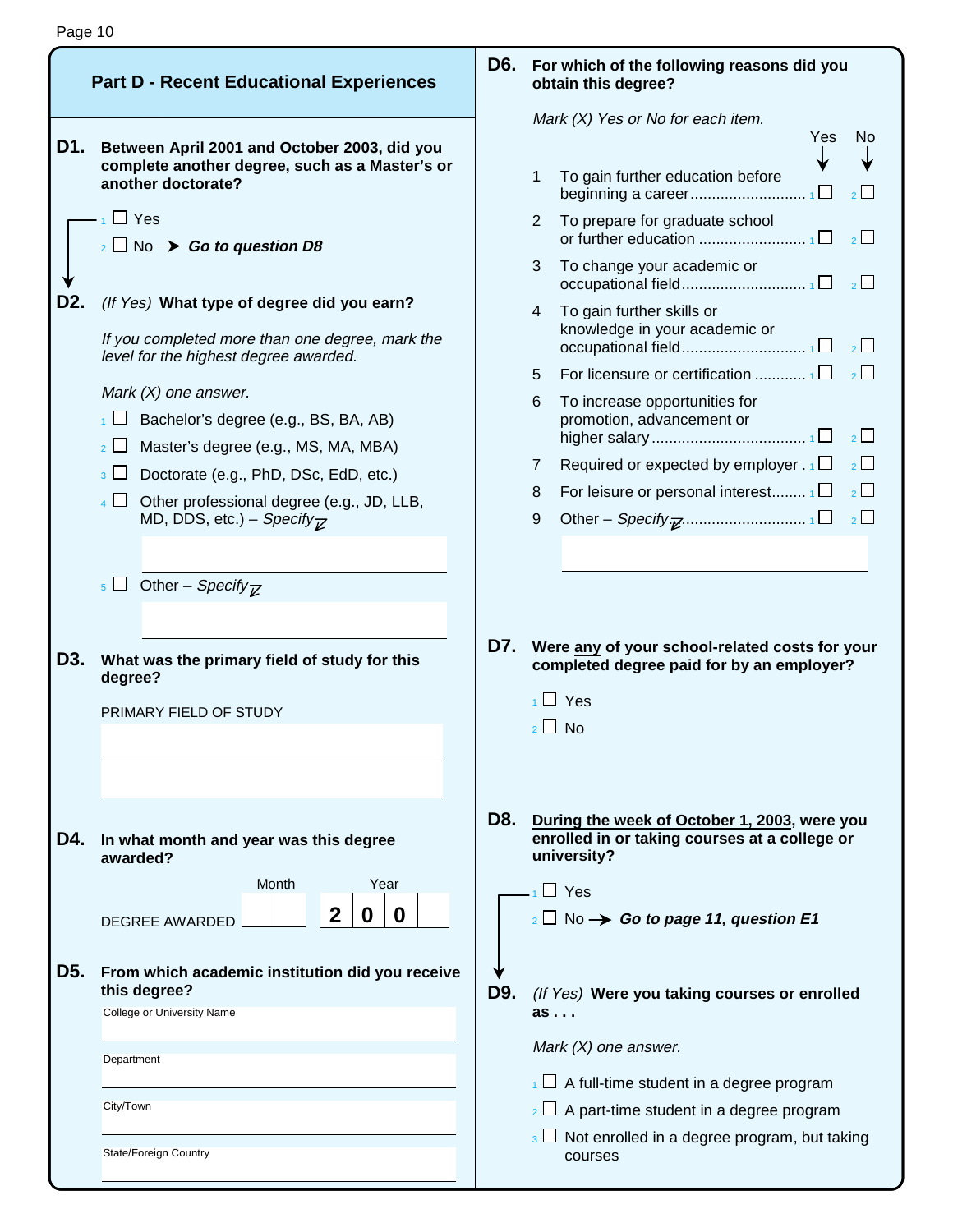## Part D - Recent Educational Experiences

**D1. Between April 2001 and October 2003, did you complete another degree, such as a Master's or another doctorate?**

- 1 ☐ Yes
- 2 ☐ No → ***Go to question D8***

**D2.** *(If Yes)* **What type of degree did you earn?**

*If you completed more than one degree, mark the level for the highest degree awarded.*

*Mark (X) one answer.*

- 1 ☐ Bachelor's degree (e.g., BS, BA, AB)
- 2 ☐ Master's degree (e.g., MS, MA, MBA)
- 3 ☐ Doctorate (e.g., PhD, DSc, EdD, etc.)
- 4 ☐ Other professional degree (e.g., JD, LLB, MD, DDS, etc.) – *Specify*
- 5 ☐ Other – *Specify*

**D3. What was the primary field of study for this degree?**

PRIMARY FIELD OF STUDY

**D4. In what month and year was this degree awarded?**

DEGREE AWARDED — Month: ___ ___ Year: 2 0 0 ___

**D5. From which academic institution did you receive this degree?**

College or University Name

Department

City/Town

State/Foreign Country

**D6. For which of the following reasons did you obtain this degree?**

*Mark (X) Yes or No for each item.*

| | | Yes | No |
|---|---|---|---|
| 1 | To gain further education before beginning a career | 1 ☐ | 2 ☐ |
| 2 | To prepare for graduate school or further education | 1 ☐ | 2 ☐ |
| 3 | To change your academic or occupational field | 1 ☐ | 2 ☐ |
| 4 | To gain further skills or knowledge in your academic or occupational field | 1 ☐ | 2 ☐ |
| 5 | For licensure or certification | 1 ☐ | 2 ☐ |
| 6 | To increase opportunities for promotion, advancement or higher salary | 1 ☐ | 2 ☐ |
| 7 | Required or expected by employer | 1 ☐ | 2 ☐ |
| 8 | For leisure or personal interest | 1 ☐ | 2 ☐ |
| 9 | Other – *Specify* | 1 ☐ | 2 ☐ |

**D7. Were any of your school-related costs for your completed degree paid for by an employer?**

- 1 ☐ Yes
- 2 ☐ No

**D8. During the week of October 1, 2003, were you enrolled in or taking courses at a college or university?**

- 1 ☐ Yes
- 2 ☐ No → ***Go to page 11, question E1***

**D9.** *(If Yes)* **Were you taking courses or enrolled as . . .**

*Mark (X) one answer.*

- 1 ☐ A full-time student in a degree program
- 2 ☐ A part-time student in a degree program
- 3 ☐ Not enrolled in a degree program, but taking courses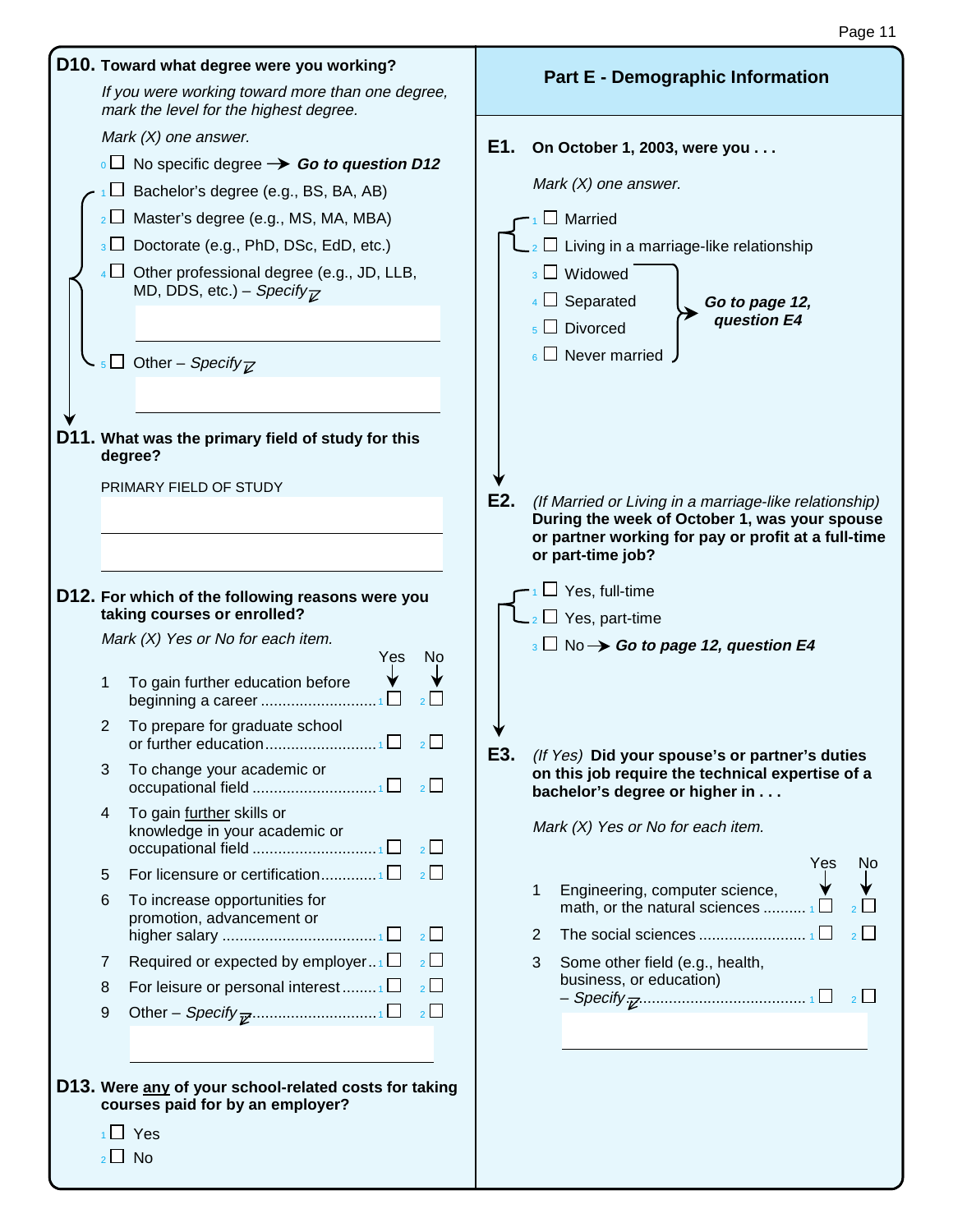**D10. Toward what degree were you working?**

*If you were working toward more than one degree, mark the level for the highest degree.*

*Mark (X) one answer.*

- 0 ☐ No specific degree → ***Go to question D12***
- 1 ☐ Bachelor's degree (e.g., BS, BA, AB)
- 2 ☐ Master's degree (e.g., MS, MA, MBA)
- 3 ☐ Doctorate (e.g., PhD, DSc, EdD, etc.)
- 4 ☐ Other professional degree (e.g., JD, LLB, MD, DDS, etc.) – *Specify*
- 5 ☐ Other – *Specify*

**D11. What was the primary field of study for this degree?**

PRIMARY FIELD OF STUDY

**D12. For which of the following reasons were you taking courses or enrolled?**

*Mark (X) Yes or No for each item.*

| | | Yes | No |
|---|---|---|---|
| 1 | To gain further education before beginning a career | 1 ☐ | 2 ☐ |
| 2 | To prepare for graduate school or further education | 1 ☐ | 2 ☐ |
| 3 | To change your academic or occupational field | 1 ☐ | 2 ☐ |
| 4 | To gain further skills or knowledge in your academic or occupational field | 1 ☐ | 2 ☐ |
| 5 | For licensure or certification | 1 ☐ | 2 ☐ |
| 6 | To increase opportunities for promotion, advancement or higher salary | 1 ☐ | 2 ☐ |
| 7 | Required or expected by employer | 1 ☐ | 2 ☐ |
| 8 | For leisure or personal interest | 1 ☐ | 2 ☐ |
| 9 | Other – *Specify* | 1 ☐ | 2 ☐ |

**D13. Were any of your school-related costs for taking courses paid for by an employer?**

- 1 ☐ Yes
- 2 ☐ No

## Part E - Demographic Information

**E1. On October 1, 2003, were you . . .**

*Mark (X) one answer.*

- 1 ☐ Married
- 2 ☐ Living in a marriage-like relationship
- 3 ☐ Widowed
- 4 ☐ Separated
- 5 ☐ Divorced
- 6 ☐ Never married

(Widowed, Separated, Divorced, Never married) → ***Go to page 12, question E4***

**E2.** *(If Married or Living in a marriage-like relationship)* **During the week of October 1, was your spouse or partner working for pay or profit at a full-time or part-time job?**

- 1 ☐ Yes, full-time
- 2 ☐ Yes, part-time
- 3 ☐ No → ***Go to page 12, question E4***

**E3.** *(If Yes)* **Did your spouse's or partner's duties on this job require the technical expertise of a bachelor's degree or higher in . . .**

*Mark (X) Yes or No for each item.*

| | | Yes | No |
|---|---|---|---|
| 1 | Engineering, computer science, math, or the natural sciences | 1 ☐ | 2 ☐ |
| 2 | The social sciences | 1 ☐ | 2 ☐ |
| 3 | Some other field (e.g., health, business, or education) – *Specify* | 1 ☐ | 2 ☐ |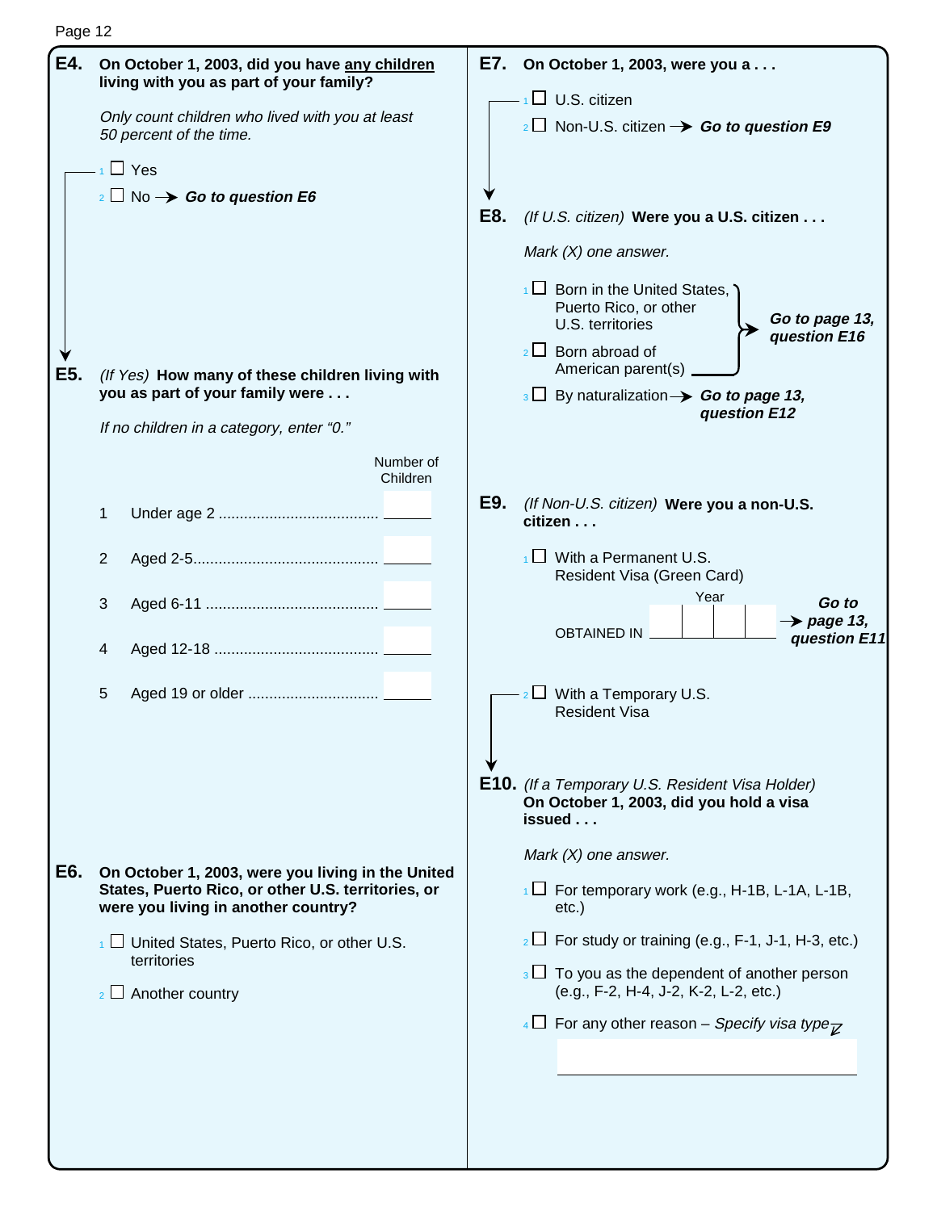**E4. On October 1, 2003, did you have any children living with you as part of your family?**

*Only count children who lived with you at least 50 percent of the time.*

1 ☐ Yes

2 ☐ No → ***Go to question E6***

**E5.** *(If Yes)* **How many of these children living with you as part of your family were . . .**

*If no children in a category, enter "0."*

| | | Number of Children |
|---|---|---|
| 1 | Under age 2 | |
| 2 | Aged 2-5 | |
| 3 | Aged 6-11 | |
| 4 | Aged 12-18 | |
| 5 | Aged 19 or older | |

**E6. On October 1, 2003, were you living in the United States, Puerto Rico, or other U.S. territories, or were you living in another country?**

1 ☐ United States, Puerto Rico, or other U.S. territories

2 ☐ Another country

**E7. On October 1, 2003, were you a . . .**

1 ☐ U.S. citizen

2 ☐ Non-U.S. citizen → ***Go to question E9***

**E8.** *(If U.S. citizen)* **Were you a U.S. citizen . . .**

*Mark (X) one answer.*

1 ☐ Born in the United States, Puerto Rico, or other U.S. territories → ***Go to page 13, question E16***

2 ☐ Born abroad of American parent(s) → ***Go to page 13, question E16***

3 ☐ By naturalization → ***Go to page 13, question E12***

**E9.** *(If Non-U.S. citizen)* **Were you a non-U.S. citizen . . .**

1 ☐ With a Permanent U.S. Resident Visa (Green Card)

OBTAINED IN Year ☐☐☐☐ → ***Go to page 13, question E11***

2 ☐ With a Temporary U.S. Resident Visa

**E10.** *(If a Temporary U.S. Resident Visa Holder)* **On October 1, 2003, did you hold a visa issued . . .**

*Mark (X) one answer.*

1 ☐ For temporary work (e.g., H-1B, L-1A, L-1B, etc.)

2 ☐ For study or training (e.g., F-1, J-1, H-3, etc.)

3 ☐ To you as the dependent of another person (e.g., F-2, H-4, J-2, K-2, L-2, etc.)

4 ☐ For any other reason – *Specify visa type*

______________________________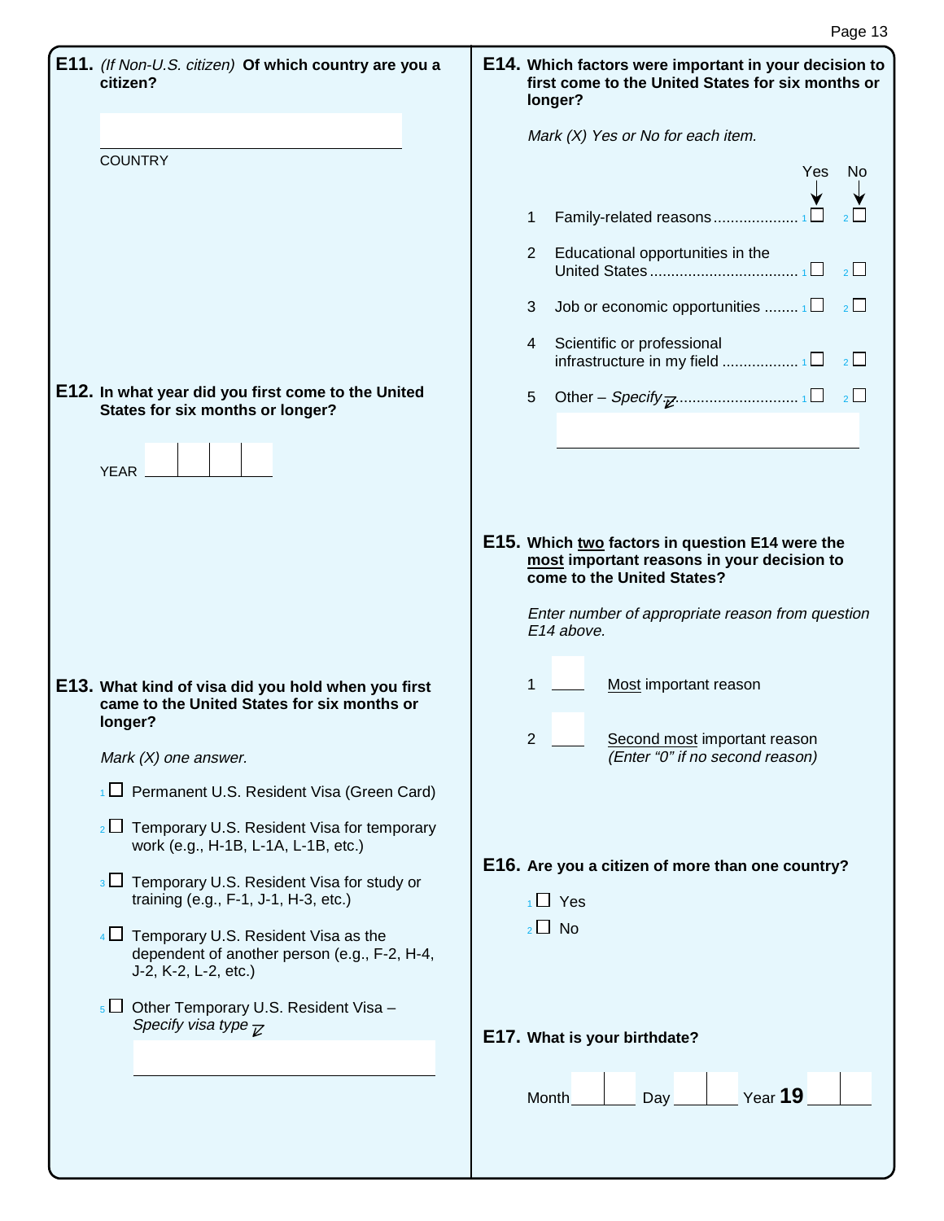**E11.** *(If Non-U.S. citizen)* **Of which country are you a citizen?**

COUNTRY

**E12. In what year did you first come to the United States for six months or longer?**

YEAR

**E13. What kind of visa did you hold when you first came to the United States for six months or longer?**

*Mark (X) one answer.*

1 ☐ Permanent U.S. Resident Visa (Green Card)

2 ☐ Temporary U.S. Resident Visa for temporary work (e.g., H-1B, L-1A, L-1B, etc.)

3 ☐ Temporary U.S. Resident Visa for study or training (e.g., F-1, J-1, H-3, etc.)

4 ☐ Temporary U.S. Resident Visa as the dependent of another person (e.g., F-2, H-4, J-2, K-2, L-2, etc.)

5 ☐ Other Temporary U.S. Resident Visa – *Specify visa type*

**E14. Which factors were important in your decision to first come to the United States for six months or longer?**

*Mark (X) Yes or No for each item.*

| | | Yes | No |
|---|---|---|---|
| 1 | Family-related reasons | 1 ☐ | 2 ☐ |
| 2 | Educational opportunities in the United States | 1 ☐ | 2 ☐ |
| 3 | Job or economic opportunities | 1 ☐ | 2 ☐ |
| 4 | Scientific or professional infrastructure in my field | 1 ☐ | 2 ☐ |
| 5 | Other – *Specify* | 1 ☐ | 2 ☐ |

**E15. Which two factors in question E14 were the most important reasons in your decision to come to the United States?**

*Enter number of appropriate reason from question E14 above.*

1 ____ Most important reason

2 ____ Second most important reason *(Enter "0" if no second reason)*

**E16. Are you a citizen of more than one country?**

1 ☐ Yes

2 ☐ No

**E17. What is your birthdate?**

Month ____ Day ____ Year **19** ____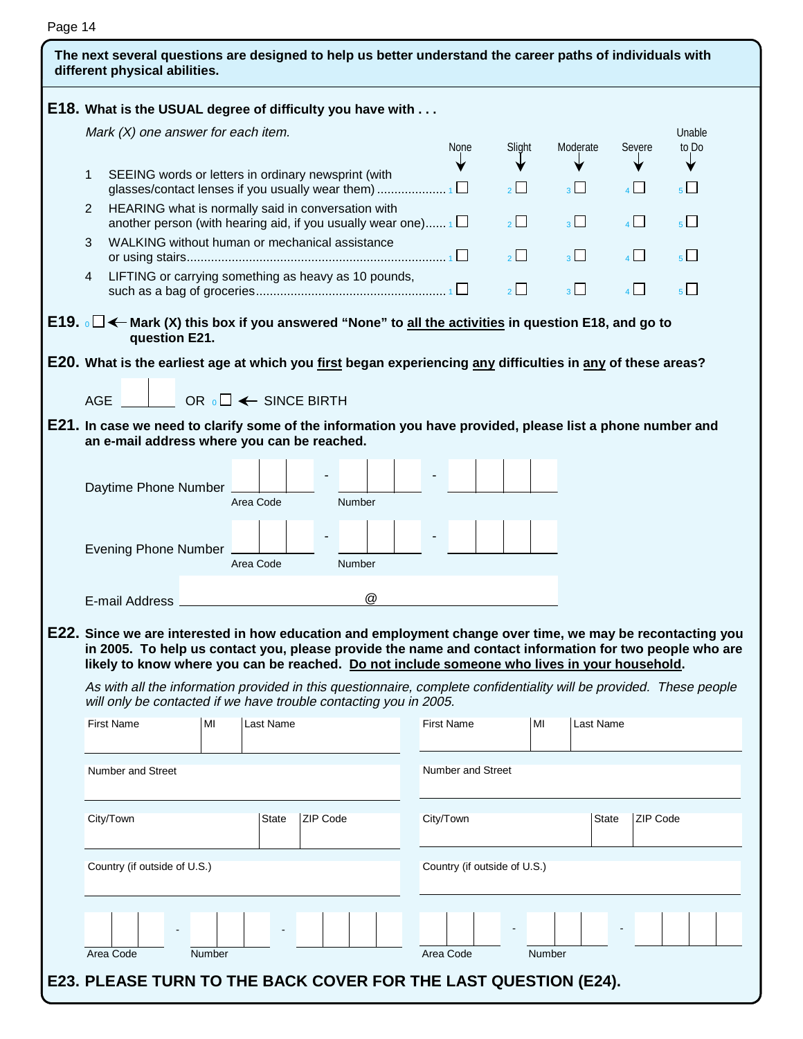**The next several questions are designed to help us better understand the career paths of individuals with different physical abilities.**

**E18. What is the USUAL degree of difficulty you have with . . .**

*Mark (X) one answer for each item.*

| | | None | Slight | Moderate | Severe | Unable to Do |
|---|---|---|---|---|---|---|
| 1 | SEEING words or letters in ordinary newsprint (with glasses/contact lenses if you usually wear them) | 1 ☐ | 2 ☐ | 3 ☐ | 4 ☐ | 5 ☐ |
| 2 | HEARING what is normally said in conversation with another person (with hearing aid, if you usually wear one) | 1 ☐ | 2 ☐ | 3 ☐ | 4 ☐ | 5 ☐ |
| 3 | WALKING without human or mechanical assistance or using stairs | 1 ☐ | 2 ☐ | 3 ☐ | 4 ☐ | 5 ☐ |
| 4 | LIFTING or carrying something as heavy as 10 pounds, such as a bag of groceries | 1 ☐ | 2 ☐ | 3 ☐ | 4 ☐ | 5 ☐ |

**E19.** 0 ☐ ← **Mark (X) this box if you answered "None" to all the activities in question E18, and go to question E21.**

**E20. What is the earliest age at which you first began experiencing any difficulties in any of these areas?**

AGE ____ OR 0 ☐ ← SINCE BIRTH

**E21. In case we need to clarify some of the information you have provided, please list a phone number and an e-mail address where you can be reached.**

Daytime Phone Number ___ - ___ - ____
Area Code / Number

Evening Phone Number ___ - ___ - ____
Area Code / Number

E-mail Address ____________ @ ____________

**E22. Since we are interested in how education and employment change over time, we may be recontacting you in 2005. To help us contact you, please provide the name and contact information for two people who are likely to know where you can be reached. Do not include someone who lives in your household.**

*As with all the information provided in this questionnaire, complete confidentiality will be provided. These people will only be contacted if we have trouble contacting you in 2005.*

| First Name | MI | Last Name | First Name | MI | Last Name |
|---|---|---|---|---|---|
| | | | | | |

| Number and Street | Number and Street |
|---|---|
| | |

| City/Town | State | ZIP Code | City/Town | State | ZIP Code |
|---|---|---|---|---|---|
| | | | | | |

| Country (if outside of U.S.) | Country (if outside of U.S.) |
|---|---|
| | |

___ - ___ - ____ (Area Code / Number)     ___ - ___ - ____ (Area Code / Number)

**E23. PLEASE TURN TO THE BACK COVER FOR THE LAST QUESTION (E24).**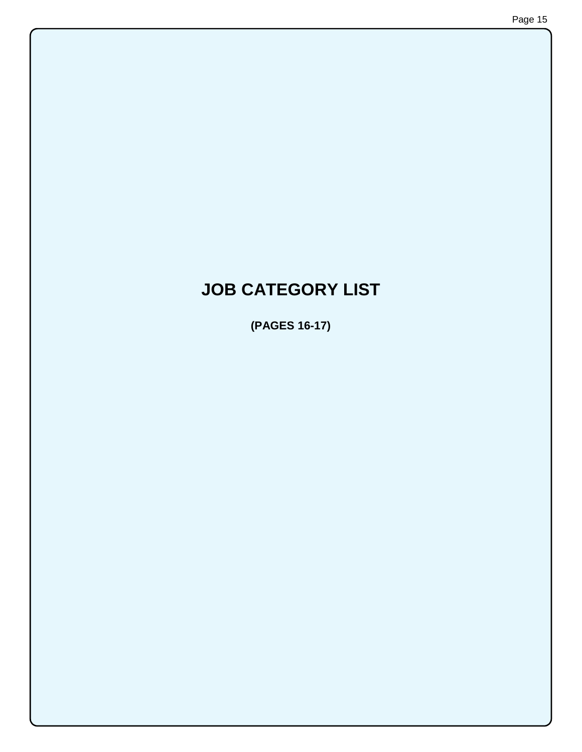# JOB CATEGORY LIST

**(PAGES 16-17)**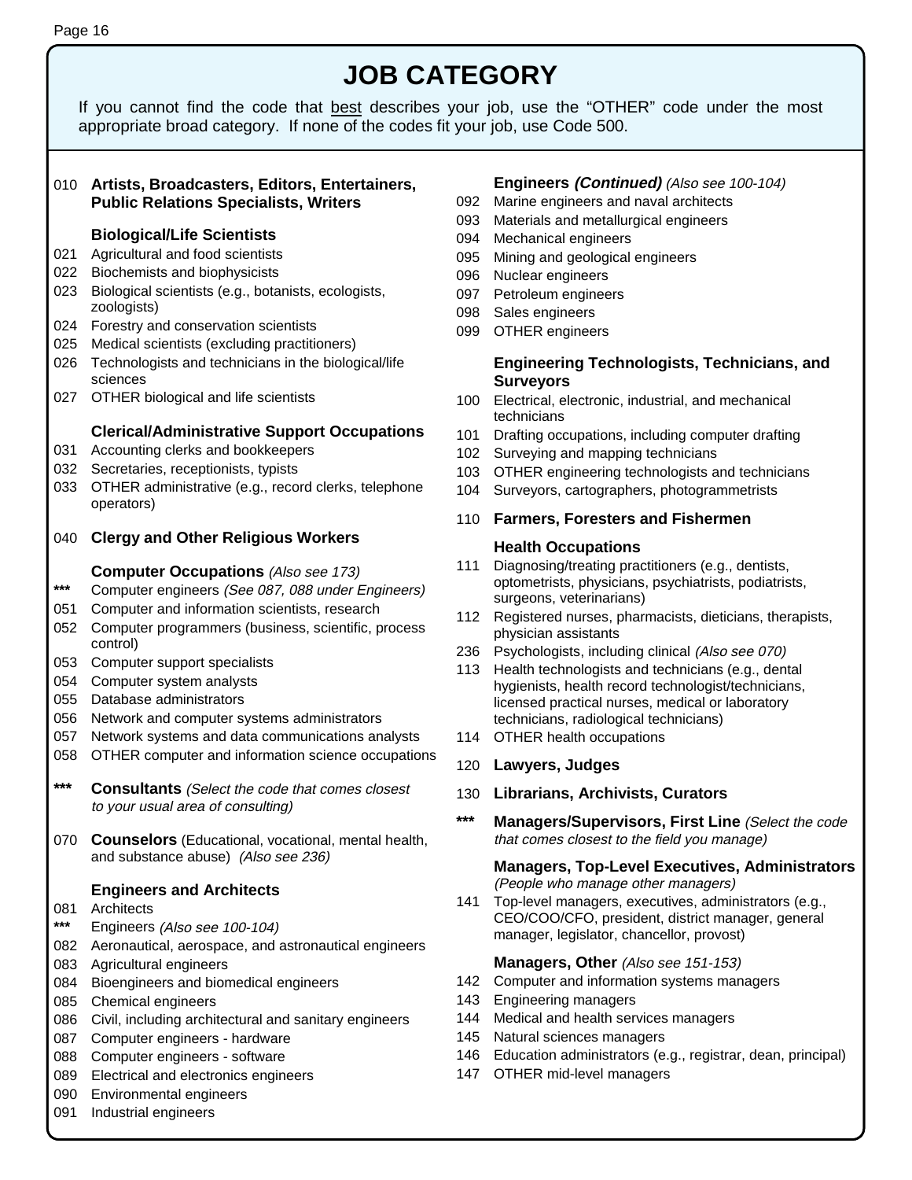# JOB CATEGORY

If you cannot find the code that best describes your job, use the "OTHER" code under the most appropriate broad category. If none of the codes fit your job, use Code 500.

010 **Artists, Broadcasters, Editors, Entertainers, Public Relations Specialists, Writers**

**Biological/Life Scientists**

- 021 Agricultural and food scientists
- 022 Biochemists and biophysicists
- 023 Biological scientists (e.g., botanists, ecologists, zoologists)
- 024 Forestry and conservation scientists
- 025 Medical scientists (excluding practitioners)
- 026 Technologists and technicians in the biological/life sciences
- 027 OTHER biological and life scientists

**Clerical/Administrative Support Occupations**

- 031 Accounting clerks and bookkeepers
- 032 Secretaries, receptionists, typists
- 033 OTHER administrative (e.g., record clerks, telephone operators)

040 **Clergy and Other Religious Workers**

**Computer Occupations** *(Also see 173)*

- *** Computer engineers *(See 087, 088 under Engineers)*
- 051 Computer and information scientists, research
- 052 Computer programmers (business, scientific, process control)
- 053 Computer support specialists
- 054 Computer system analysts
- 055 Database administrators
- 056 Network and computer systems administrators
- 057 Network systems and data communications analysts
- 058 OTHER computer and information science occupations

*** **Consultants** *(Select the code that comes closest to your usual area of consulting)*

070 **Counselors** (Educational, vocational, mental health, and substance abuse) *(Also see 236)*

**Engineers and Architects**

- 081 Architects
- *** Engineers *(Also see 100-104)*
- 082 Aeronautical, aerospace, and astronautical engineers
- 083 Agricultural engineers
- 084 Bioengineers and biomedical engineers
- 085 Chemical engineers
- 086 Civil, including architectural and sanitary engineers
- 087 Computer engineers - hardware
- 088 Computer engineers - software
- 089 Electrical and electronics engineers
- 090 Environmental engineers
- 091 Industrial engineers

**Engineers *(Continued)*** *(Also see 100-104)*

- 092 Marine engineers and naval architects
- 093 Materials and metallurgical engineers
- 094 Mechanical engineers
- 095 Mining and geological engineers
- 096 Nuclear engineers
- 097 Petroleum engineers
- 098 Sales engineers
- 099 OTHER engineers

**Engineering Technologists, Technicians, and Surveyors**

- 100 Electrical, electronic, industrial, and mechanical technicians
- 101 Drafting occupations, including computer drafting
- 102 Surveying and mapping technicians
- 103 OTHER engineering technologists and technicians
- 104 Surveyors, cartographers, photogrammetrists

110 **Farmers, Foresters and Fishermen**

**Health Occupations**

- 111 Diagnosing/treating practitioners (e.g., dentists, optometrists, physicians, psychiatrists, podiatrists, surgeons, veterinarians)
- 112 Registered nurses, pharmacists, dieticians, therapists, physician assistants
- 236 Psychologists, including clinical *(Also see 070)*
- 113 Health technologists and technicians (e.g., dental hygienists, health record technologist/technicians, licensed practical nurses, medical or laboratory technicians, radiological technicians)
- 114 OTHER health occupations

120 **Lawyers, Judges**

130 **Librarians, Archivists, Curators**

*** **Managers/Supervisors, First Line** *(Select the code that comes closest to the field you manage)*

**Managers, Top-Level Executives, Administrators** *(People who manage other managers)*

- 141 Top-level managers, executives, administrators (e.g., CEO/COO/CFO, president, district manager, general manager, legislator, chancellor, provost)

**Managers, Other** *(Also see 151-153)*

- 142 Computer and information systems managers
- 143 Engineering managers
- 144 Medical and health services managers
- 145 Natural sciences managers
- 146 Education administrators (e.g., registrar, dean, principal)
- 147 OTHER mid-level managers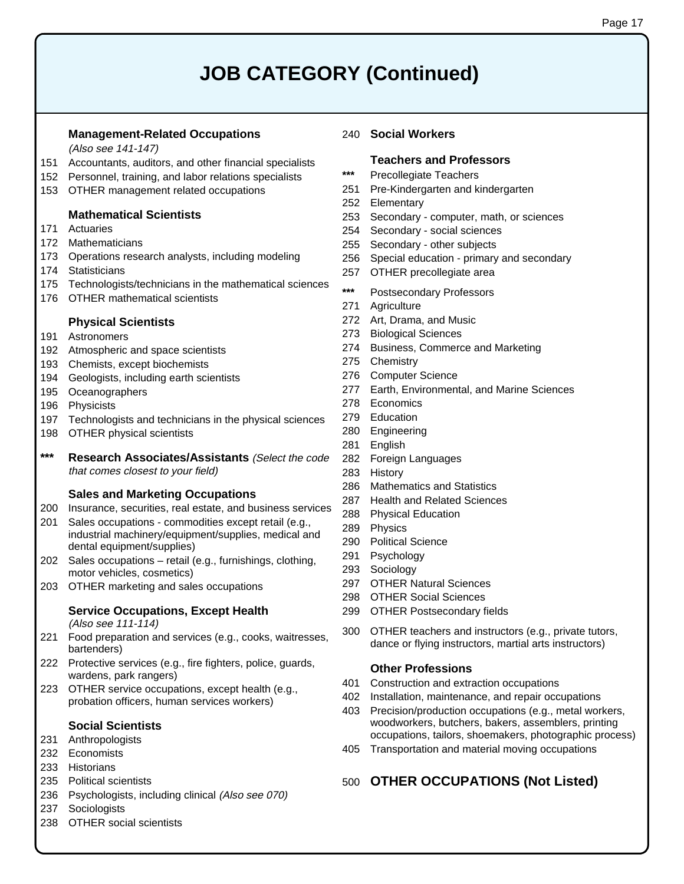# JOB CATEGORY (Continued)

### Management-Related Occupations

*(Also see 141-147)*

151 Accountants, auditors, and other financial specialists
152 Personnel, training, and labor relations specialists
153 OTHER management related occupations

### Mathematical Scientists

171 Actuaries
172 Mathematicians
173 Operations research analysts, including modeling
174 Statisticians
175 Technologists/technicians in the mathematical sciences
176 OTHER mathematical scientists

### Physical Scientists

191 Astronomers
192 Atmospheric and space scientists
193 Chemists, except biochemists
194 Geologists, including earth scientists
195 Oceanographers
196 Physicists
197 Technologists and technicians in the physical sciences
198 OTHER physical scientists

*** **Research Associates/Assistants** *(Select the code that comes closest to your field)*

### Sales and Marketing Occupations

200 Insurance, securities, real estate, and business services
201 Sales occupations - commodities except retail (e.g., industrial machinery/equipment/supplies, medical and dental equipment/supplies)
202 Sales occupations – retail (e.g., furnishings, clothing, motor vehicles, cosmetics)
203 OTHER marketing and sales occupations

### Service Occupations, Except Health

*(Also see 111-114)*

221 Food preparation and services (e.g., cooks, waitresses, bartenders)
222 Protective services (e.g., fire fighters, police, guards, wardens, park rangers)
223 OTHER service occupations, except health (e.g., probation officers, human services workers)

### Social Scientists

231 Anthropologists
232 Economists
233 Historians
235 Political scientists
236 Psychologists, including clinical *(Also see 070)*
237 Sociologists
238 OTHER social scientists

240 **Social Workers**

### Teachers and Professors

*** Precollegiate Teachers
251 Pre-Kindergarten and kindergarten
252 Elementary
253 Secondary - computer, math, or sciences
254 Secondary - social sciences
255 Secondary - other subjects
256 Special education - primary and secondary
257 OTHER precollegiate area

*** Postsecondary Professors
271 Agriculture
272 Art, Drama, and Music
273 Biological Sciences
274 Business, Commerce and Marketing
275 Chemistry
276 Computer Science
277 Earth, Environmental, and Marine Sciences
278 Economics
279 Education
280 Engineering
281 English
282 Foreign Languages
283 History
286 Mathematics and Statistics
287 Health and Related Sciences
288 Physical Education
289 Physics
290 Political Science
291 Psychology
293 Sociology
297 OTHER Natural Sciences
298 OTHER Social Sciences
299 OTHER Postsecondary fields

300 OTHER teachers and instructors (e.g., private tutors, dance or flying instructors, martial arts instructors)

### Other Professions

401 Construction and extraction occupations
402 Installation, maintenance, and repair occupations
403 Precision/production occupations (e.g., metal workers, woodworkers, butchers, bakers, assemblers, printing occupations, tailors, shoemakers, photographic process)
405 Transportation and material moving occupations

500 **OTHER OCCUPATIONS (Not Listed)**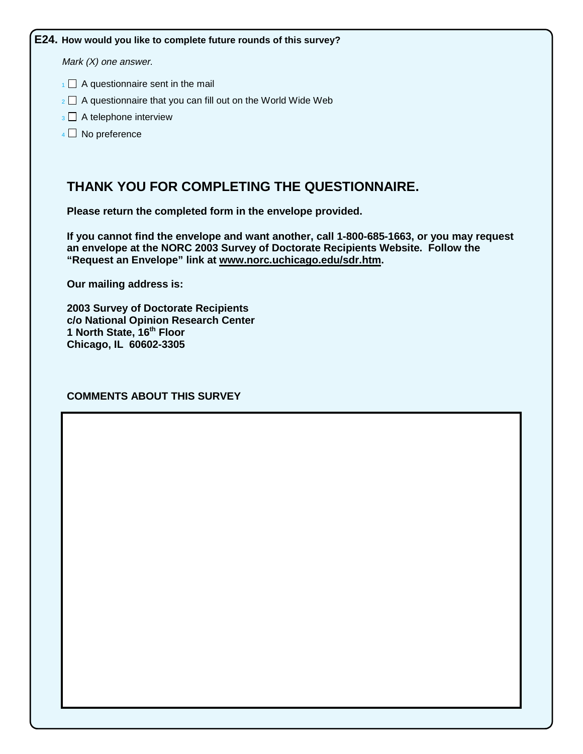**E24. How would you like to complete future rounds of this survey?**

*Mark (X) one answer.*

- 1 ☐ A questionnaire sent in the mail
- 2 ☐ A questionnaire that you can fill out on the World Wide Web
- 3 ☐ A telephone interview
- 4 ☐ No preference

## THANK YOU FOR COMPLETING THE QUESTIONNAIRE.

**Please return the completed form in the envelope provided.**

**If you cannot find the envelope and want another, call 1-800-685-1663, or you may request an envelope at the NORC 2003 Survey of Doctorate Recipients Website. Follow the "Request an Envelope" link at www.norc.uchicago.edu/sdr.htm.**

**Our mailing address is:**

**2003 Survey of Doctorate Recipients**
**c/o National Opinion Research Center**
**1 North State, 16th Floor**
**Chicago, IL 60602-3305**

**COMMENTS ABOUT THIS SURVEY**